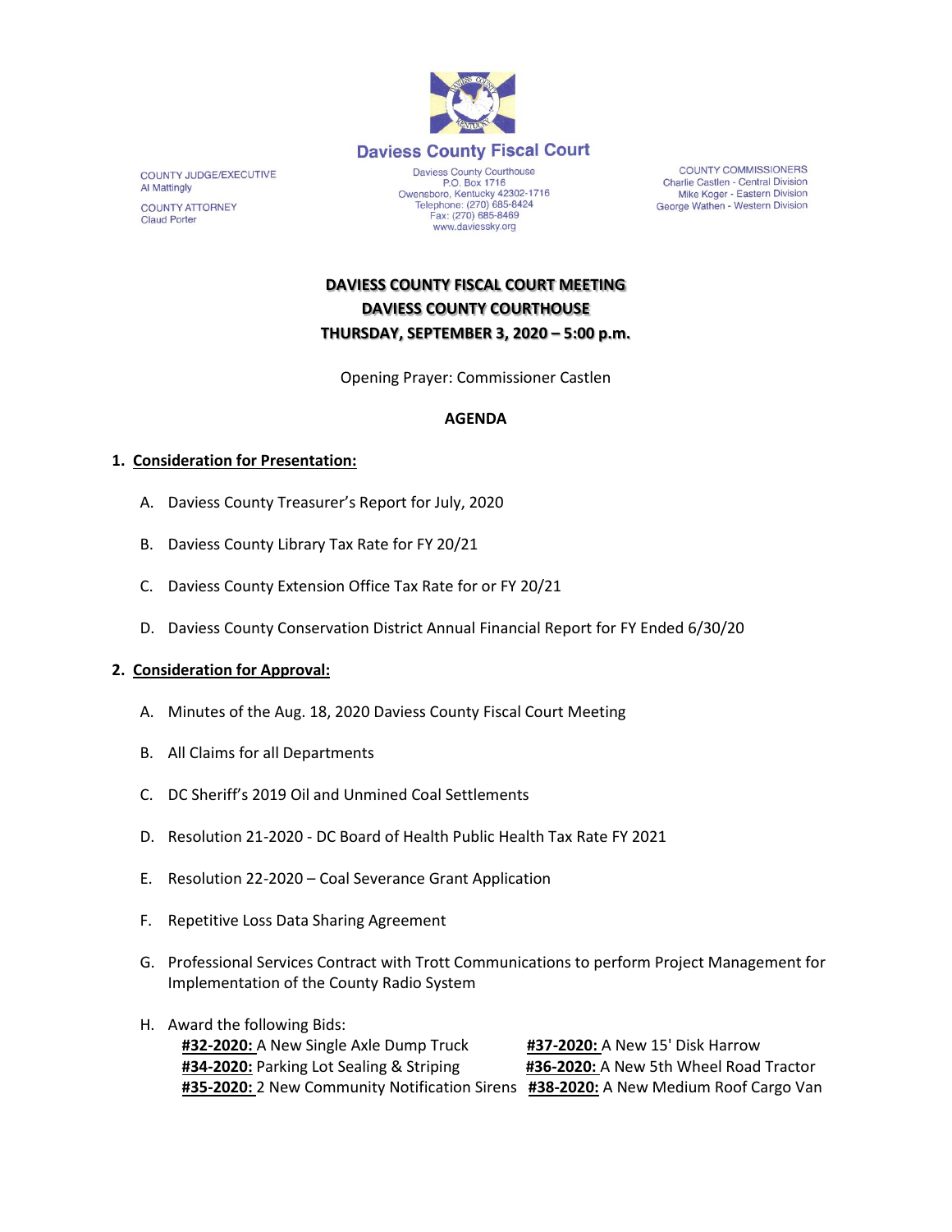# Daviess County Fiscal Court

COUNTY JUDGE/EXECUTIVE
Al Mattingly

COUNTY ATTORNEY
Claud Porter

Daviess County Courthouse
P.O. Box 1716
Owensboro, Kentucky 42302-1716
Telephone: (270) 685-8424
Fax: (270) 685-8469
www.daviessky.org

COUNTY COMMISSIONERS
Charlie Castlen - Central Division
Mike Koger - Eastern Division
George Wathen - Western Division

## DAVIESS COUNTY FISCAL COURT MEETING
## DAVIESS COUNTY COURTHOUSE
## THURSDAY, SEPTEMBER 3, 2020 – 5:00 p.m.

Opening Prayer: Commissioner Castlen

**AGENDA**

1. **Consideration for Presentation:**

   A. Daviess County Treasurer's Report for July, 2020

   B. Daviess County Library Tax Rate for FY 20/21

   C. Daviess County Extension Office Tax Rate for or FY 20/21

   D. Daviess County Conservation District Annual Financial Report for FY Ended 6/30/20

2. **Consideration for Approval:**

   A. Minutes of the Aug. 18, 2020 Daviess County Fiscal Court Meeting

   B. All Claims for all Departments

   C. DC Sheriff's 2019 Oil and Unmined Coal Settlements

   D. Resolution 21-2020 - DC Board of Health Public Health Tax Rate FY 2021

   E. Resolution 22-2020 – Coal Severance Grant Application

   F. Repetitive Loss Data Sharing Agreement

   G. Professional Services Contract with Trott Communications to perform Project Management for Implementation of the County Radio System

   H. Award the following Bids:
   - **#32-2020:** A New Single Axle Dump Truck
   - **#34-2020:** Parking Lot Sealing & Striping
   - **#35-2020:** 2 New Community Notification Sirens
   - **#37-2020:** A New 15' Disk Harrow
   - **#36-2020:** A New 5th Wheel Road Tractor
   - **#38-2020:** A New Medium Roof Cargo Van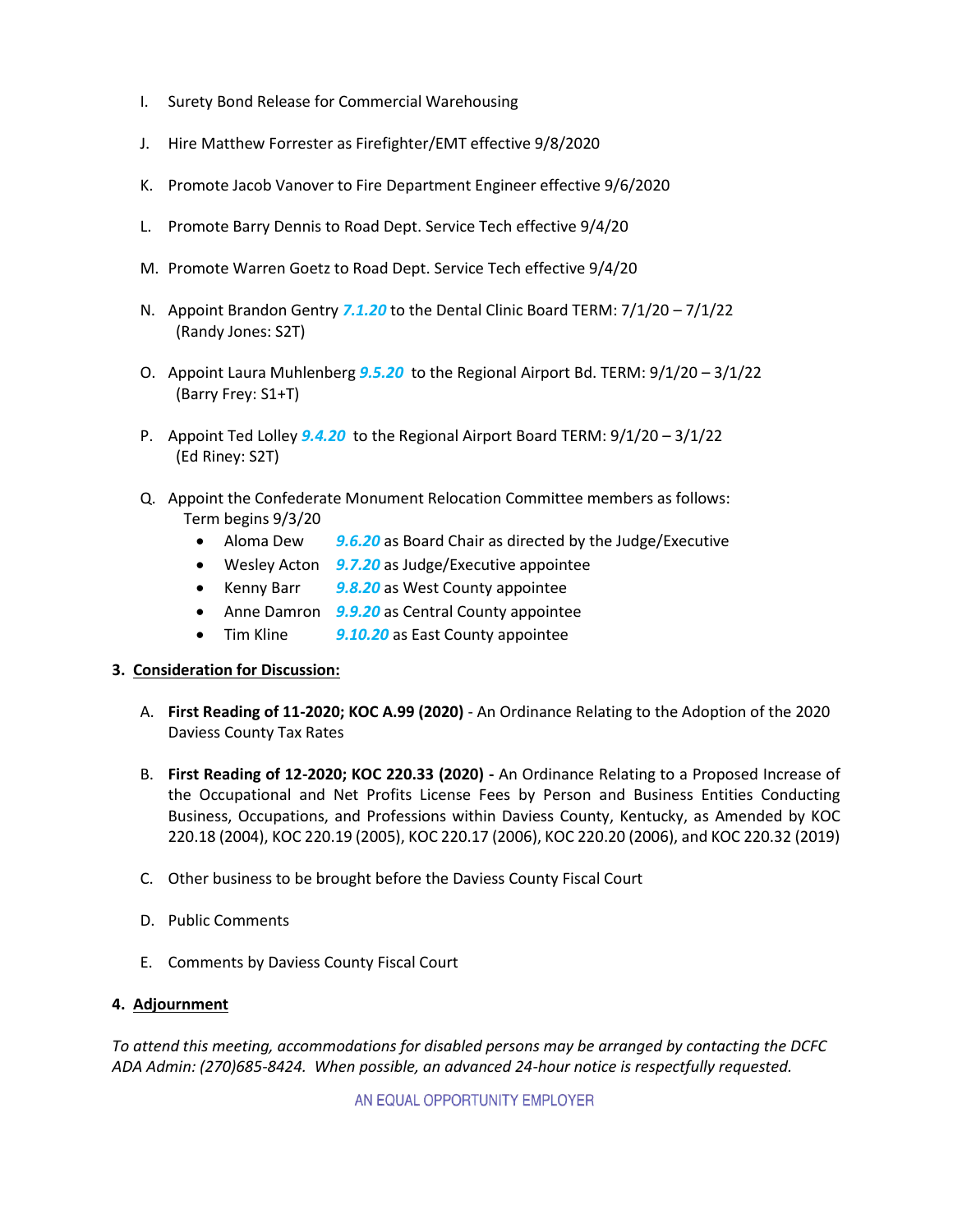I. Surety Bond Release for Commercial Warehousing

J. Hire Matthew Forrester as Firefighter/EMT effective 9/8/2020

K. Promote Jacob Vanover to Fire Department Engineer effective 9/6/2020

L. Promote Barry Dennis to Road Dept. Service Tech effective 9/4/20

M. Promote Warren Goetz to Road Dept. Service Tech effective 9/4/20

N. Appoint Brandon Gentry ***7.1.20*** to the Dental Clinic Board TERM: 7/1/20 – 7/1/22 (Randy Jones: S2T)

O. Appoint Laura Muhlenberg ***9.5.20*** to the Regional Airport Bd. TERM: 9/1/20 – 3/1/22 (Barry Frey: S1+T)

P. Appoint Ted Lolley ***9.4.20*** to the Regional Airport Board TERM: 9/1/20 – 3/1/22 (Ed Riney: S2T)

Q. Appoint the Confederate Monument Relocation Committee members as follows: Term begins 9/3/20

- Aloma Dew ***9.6.20*** as Board Chair as directed by the Judge/Executive
- Wesley Acton ***9.7.20*** as Judge/Executive appointee
- Kenny Barr ***9.8.20*** as West County appointee
- Anne Damron ***9.9.20*** as Central County appointee
- Tim Kline ***9.10.20*** as East County appointee

**3. <u>Consideration for Discussion:</u>**

A. **First Reading of 11-2020; KOC A.99 (2020)** - An Ordinance Relating to the Adoption of the 2020 Daviess County Tax Rates

B. **First Reading of 12-2020; KOC 220.33 (2020) -** An Ordinance Relating to a Proposed Increase of the Occupational and Net Profits License Fees by Person and Business Entities Conducting Business, Occupations, and Professions within Daviess County, Kentucky, as Amended by KOC 220.18 (2004), KOC 220.19 (2005), KOC 220.17 (2006), KOC 220.20 (2006), and KOC 220.32 (2019)

C. Other business to be brought before the Daviess County Fiscal Court

D. Public Comments

E. Comments by Daviess County Fiscal Court

**4. <u>Adjournment</u>**

*To attend this meeting, accommodations for disabled persons may be arranged by contacting the DCFC ADA Admin: (270)685-8424. When possible, an advanced 24-hour notice is respectfully requested.*

AN EQUAL OPPORTUNITY EMPLOYER